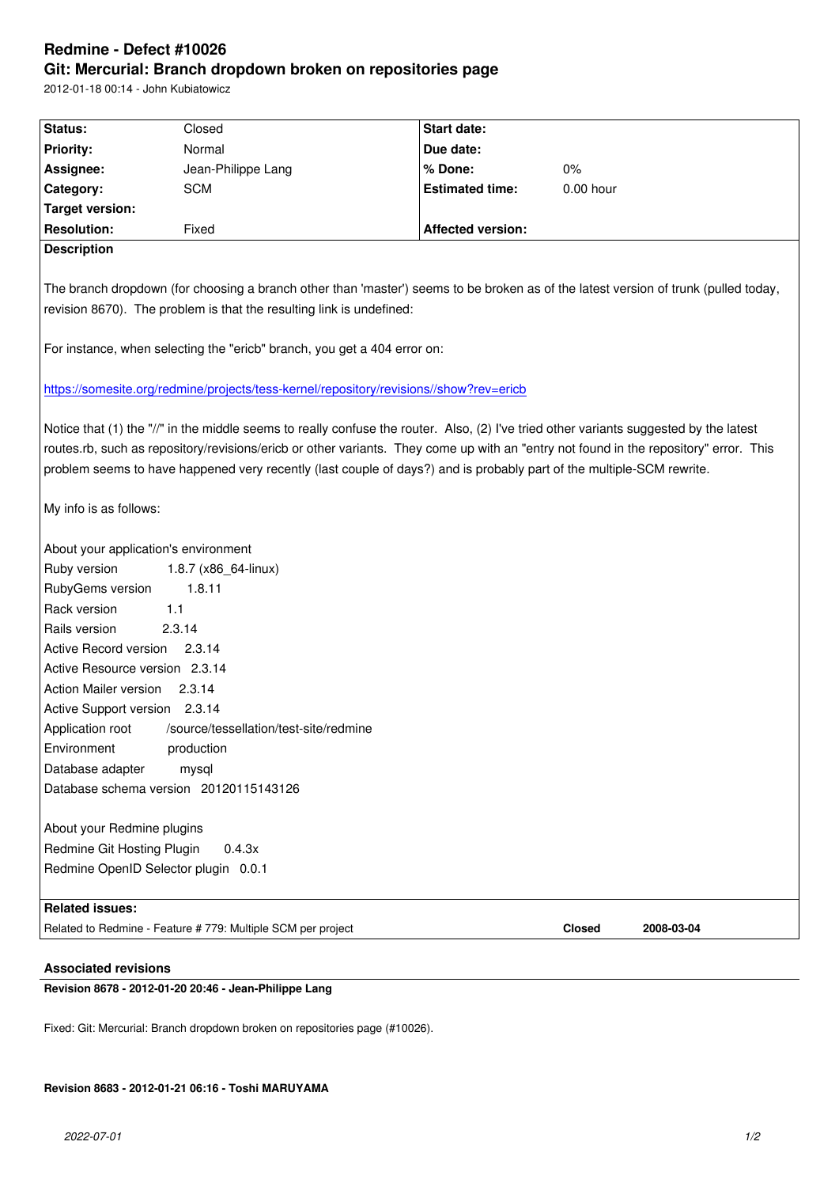# Redmine - Defect #10026

## Git: Mercurial: Branch dropdown broken on repositories page

2012-01-18 00:14 - John Kubiatowicz

| | | | |
|---|---|---|---|
| **Status:** | Closed | **Start date:** | |
| **Priority:** | Normal | **Due date:** | |
| **Assignee:** | Jean-Philippe Lang | **% Done:** | 0% |
| **Category:** | SCM | **Estimated time:** | 0.00 hour |
| **Target version:** | | | |
| **Resolution:** | Fixed | **Affected version:** | |

**Description**

The branch dropdown (for choosing a branch other than 'master') seems to be broken as of the latest version of trunk (pulled today, revision 8670). The problem is that the resulting link is undefined:

For instance, when selecting the "ericb" branch, you get a 404 error on:

https://somesite.org/redmine/projects/tess-kernel/repository/revisions//show?rev=ericb

Notice that (1) the "//" in the middle seems to really confuse the router. Also, (2) I've tried other variants suggested by the latest routes.rb, such as repository/revisions/ericb or other variants. They come up with an "entry not found in the repository" error. This problem seems to have happened very recently (last couple of days?) and is probably part of the multiple-SCM rewrite.

My info is as follows:

About your application's environment
Ruby version 1.8.7 (x86_64-linux)
RubyGems version 1.8.11
Rack version 1.1
Rails version 2.3.14
Active Record version 2.3.14
Active Resource version 2.3.14
Action Mailer version 2.3.14
Active Support version 2.3.14
Application root /source/tessellation/test-site/redmine
Environment production
Database adapter mysql
Database schema version 20120115143126

About your Redmine plugins
Redmine Git Hosting Plugin 0.4.3x
Redmine OpenID Selector plugin 0.0.1

**Related issues:**

| | | |
|---|---|---|
| Related to Redmine - Feature # 779: Multiple SCM per project | **Closed** | **2008-03-04** |

### Associated revisions

**Revision 8678 - 2012-01-20 20:46 - Jean-Philippe Lang**

Fixed: Git: Mercurial: Branch dropdown broken on repositories page (#10026).

**Revision 8683 - 2012-01-21 06:16 - Toshi MARUYAMA**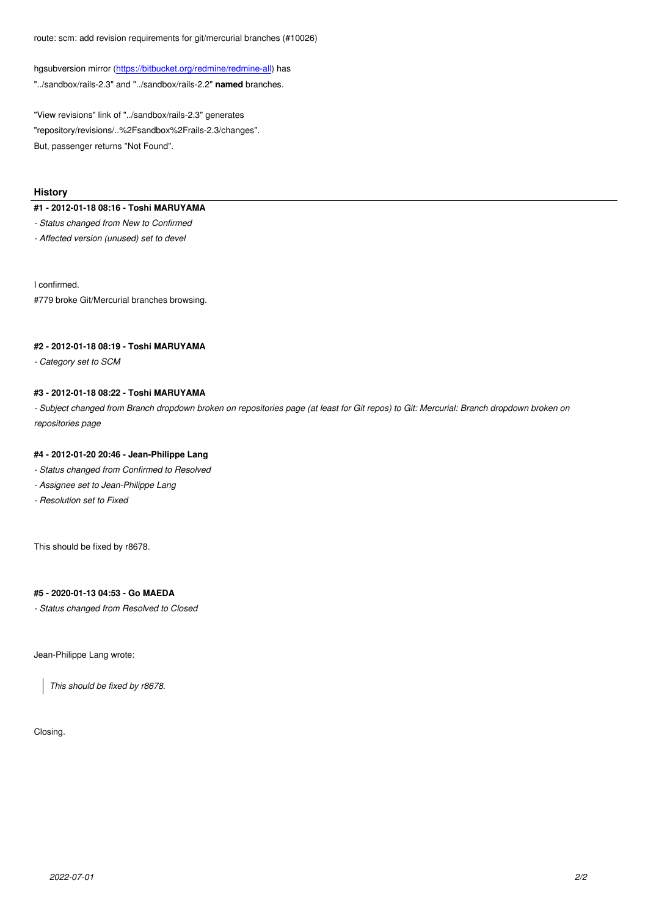route: scm: add revision requirements for git/mercurial branches (#10026)

hgsubversion mirror (https://bitbucket.org/redmine/redmine-all) has
"../sandbox/rails-2.3" and "../sandbox/rails-2.2" **named** branches.

"View revisions" link of "../sandbox/rails-2.3" generates
"repository/revisions/..%2Fsandbox%2Frails-2.3/changes".
But, passenger returns "Not Found".

### History

#### #1 - 2012-01-18 08:16 - Toshi MARUYAMA

*- Status changed from New to Confirmed*

*- Affected version (unused) set to devel*

I confirmed.
#779 broke Git/Mercurial branches browsing.

#### #2 - 2012-01-18 08:19 - Toshi MARUYAMA

*- Category set to SCM*

#### #3 - 2012-01-18 08:22 - Toshi MARUYAMA

*- Subject changed from Branch dropdown broken on repositories page (at least for Git repos) to Git: Mercurial: Branch dropdown broken on repositories page*

#### #4 - 2012-01-20 20:46 - Jean-Philippe Lang

*- Status changed from Confirmed to Resolved*

*- Assignee set to Jean-Philippe Lang*

*- Resolution set to Fixed*

This should be fixed by r8678.

#### #5 - 2020-01-13 04:53 - Go MAEDA

*- Status changed from Resolved to Closed*

Jean-Philippe Lang wrote:

> *This should be fixed by r8678.*

Closing.